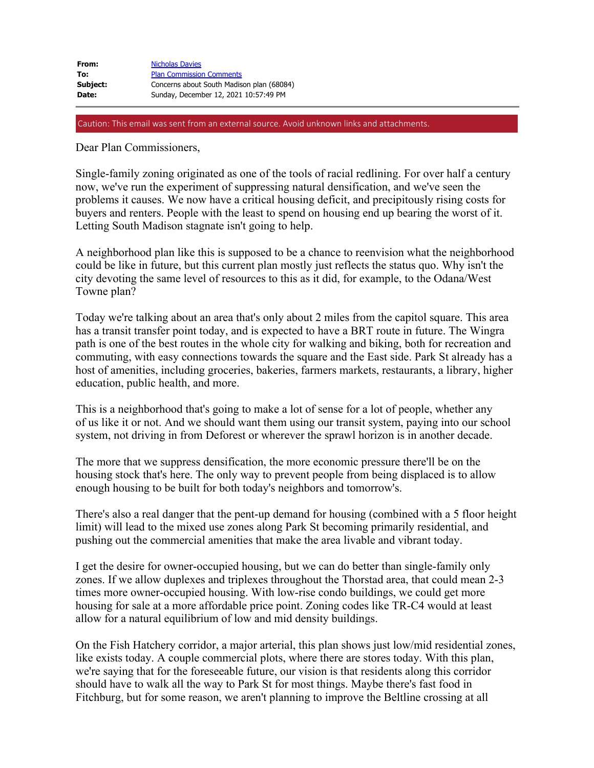| | |
|---|---|
| **From:** | Nicholas Davies |
| **To:** | Plan Commission Comments |
| **Subject:** | Concerns about South Madison plan (68084) |
| **Date:** | Sunday, December 12, 2021 10:57:49 PM |

---

Caution: This email was sent from an external source. Avoid unknown links and attachments.

Dear Plan Commissioners,

Single-family zoning originated as one of the tools of racial redlining. For over half a century now, we've run the experiment of suppressing natural densification, and we've seen the problems it causes. We now have a critical housing deficit, and precipitously rising costs for buyers and renters. People with the least to spend on housing end up bearing the worst of it. Letting South Madison stagnate isn't going to help.

A neighborhood plan like this is supposed to be a chance to reenvision what the neighborhood could be like in future, but this current plan mostly just reflects the status quo. Why isn't the city devoting the same level of resources to this as it did, for example, to the Odana/West Towne plan?

Today we're talking about an area that's only about 2 miles from the capitol square. This area has a transit transfer point today, and is expected to have a BRT route in future. The Wingra path is one of the best routes in the whole city for walking and biking, both for recreation and commuting, with easy connections towards the square and the East side. Park St already has a host of amenities, including groceries, bakeries, farmers markets, restaurants, a library, higher education, public health, and more.

This is a neighborhood that's going to make a lot of sense for a lot of people, whether any of us like it or not. And we should want them using our transit system, paying into our school system, not driving in from Deforest or wherever the sprawl horizon is in another decade.

The more that we suppress densification, the more economic pressure there'll be on the housing stock that's here. The only way to prevent people from being displaced is to allow enough housing to be built for both today's neighbors and tomorrow's.

There's also a real danger that the pent-up demand for housing (combined with a 5 floor height limit) will lead to the mixed use zones along Park St becoming primarily residential, and pushing out the commercial amenities that make the area livable and vibrant today.

I get the desire for owner-occupied housing, but we can do better than single-family only zones. If we allow duplexes and triplexes throughout the Thorstad area, that could mean 2-3 times more owner-occupied housing. With low-rise condo buildings, we could get more housing for sale at a more affordable price point. Zoning codes like TR-C4 would at least allow for a natural equilibrium of low and mid density buildings.

On the Fish Hatchery corridor, a major arterial, this plan shows just low/mid residential zones, like exists today. A couple commercial plots, where there are stores today. With this plan, we're saying that for the foreseeable future, our vision is that residents along this corridor should have to walk all the way to Park St for most things. Maybe there's fast food in Fitchburg, but for some reason, we aren't planning to improve the Beltline crossing at all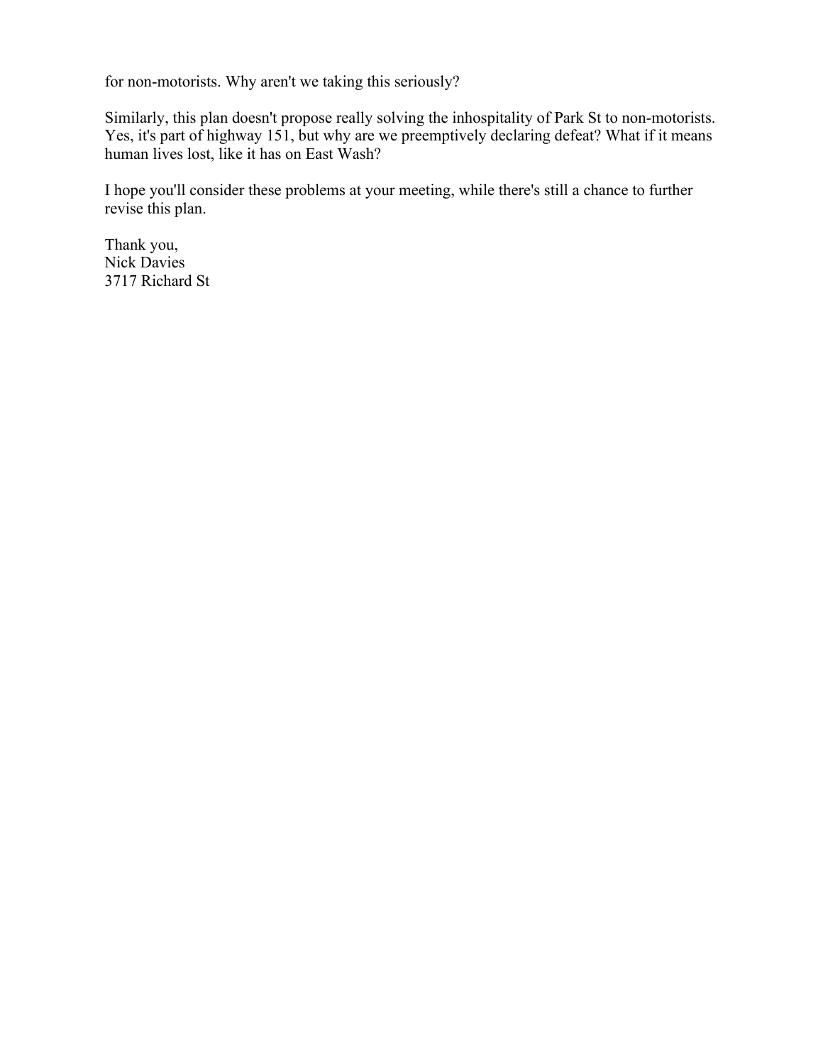for non-motorists. Why aren't we taking this seriously?

Similarly, this plan doesn't propose really solving the inhospitality of Park St to non-motorists. Yes, it's part of highway 151, but why are we preemptively declaring defeat? What if it means human lives lost, like it has on East Wash?

I hope you'll consider these problems at your meeting, while there's still a chance to further revise this plan.

Thank you,
Nick Davies
3717 Richard St